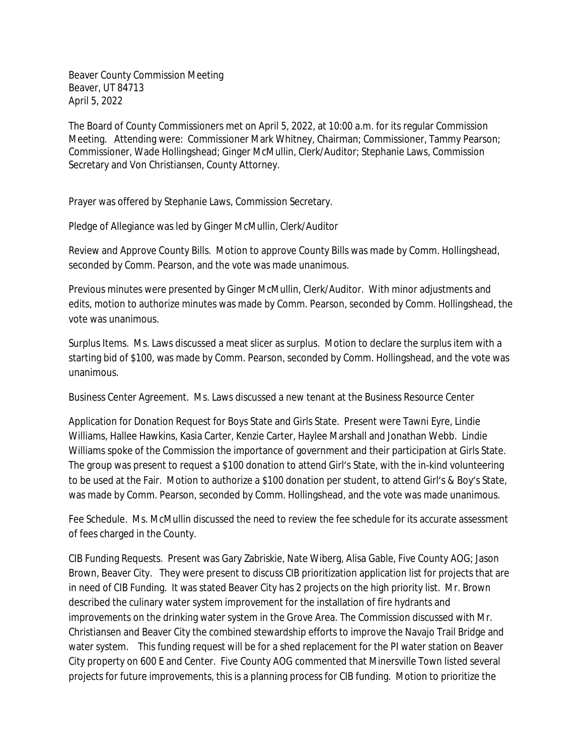Beaver County Commission Meeting
Beaver, UT 84713
April 5, 2022

The Board of County Commissioners met on April 5, 2022, at 10:00 a.m. for its regular Commission Meeting. Attending were: Commissioner Mark Whitney, Chairman; Commissioner, Tammy Pearson; Commissioner, Wade Hollingshead; Ginger McMullin, Clerk/Auditor; Stephanie Laws, Commission Secretary and Von Christiansen, County Attorney.

Prayer was offered by Stephanie Laws, Commission Secretary.

Pledge of Allegiance was led by Ginger McMullin, Clerk/Auditor

Review and Approve County Bills. Motion to approve County Bills was made by Comm. Hollingshead, seconded by Comm. Pearson, and the vote was made unanimous.

Previous minutes were presented by Ginger McMullin, Clerk/Auditor. With minor adjustments and edits, motion to authorize minutes was made by Comm. Pearson, seconded by Comm. Hollingshead, the vote was unanimous.

Surplus Items. Ms. Laws discussed a meat slicer as surplus. Motion to declare the surplus item with a starting bid of $100, was made by Comm. Pearson, seconded by Comm. Hollingshead, and the vote was unanimous.

Business Center Agreement. Ms. Laws discussed a new tenant at the Business Resource Center

Application for Donation Request for Boys State and Girls State. Present were Tawni Eyre, Lindie Williams, Hallee Hawkins, Kasia Carter, Kenzie Carter, Haylee Marshall and Jonathan Webb. Lindie Williams spoke of the Commission the importance of government and their participation at Girls State. The group was present to request a $100 donation to attend Girl's State, with the in-kind volunteering to be used at the Fair. Motion to authorize a $100 donation per student, to attend Girl's & Boy's State, was made by Comm. Pearson, seconded by Comm. Hollingshead, and the vote was made unanimous.

Fee Schedule. Ms. McMullin discussed the need to review the fee schedule for its accurate assessment of fees charged in the County.

CIB Funding Requests. Present was Gary Zabriskie, Nate Wiberg, Alisa Gable, Five County AOG; Jason Brown, Beaver City. They were present to discuss CIB prioritization application list for projects that are in need of CIB Funding. It was stated Beaver City has 2 projects on the high priority list. Mr. Brown described the culinary water system improvement for the installation of fire hydrants and improvements on the drinking water system in the Grove Area. The Commission discussed with Mr. Christiansen and Beaver City the combined stewardship efforts to improve the Navajo Trail Bridge and water system. This funding request will be for a shed replacement for the PI water station on Beaver City property on 600 E and Center. Five County AOG commented that Minersville Town listed several projects for future improvements, this is a planning process for CIB funding. Motion to prioritize the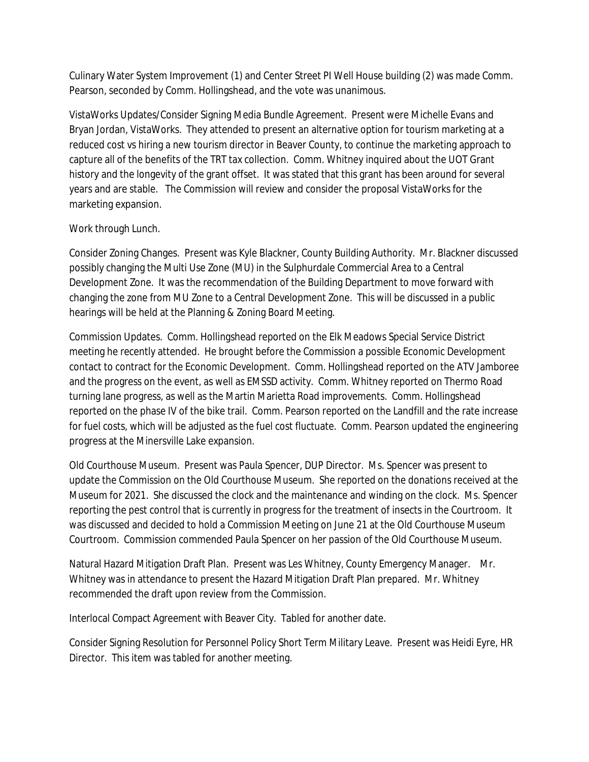Culinary Water System Improvement (1) and Center Street PI Well House building (2) was made Comm. Pearson, seconded by Comm. Hollingshead, and the vote was unanimous.

VistaWorks Updates/Consider Signing Media Bundle Agreement. Present were Michelle Evans and Bryan Jordan, VistaWorks. They attended to present an alternative option for tourism marketing at a reduced cost vs hiring a new tourism director in Beaver County, to continue the marketing approach to capture all of the benefits of the TRT tax collection. Comm. Whitney inquired about the UOT Grant history and the longevity of the grant offset. It was stated that this grant has been around for several years and are stable. The Commission will review and consider the proposal VistaWorks for the marketing expansion.

Work through Lunch.

Consider Zoning Changes. Present was Kyle Blackner, County Building Authority. Mr. Blackner discussed possibly changing the Multi Use Zone (MU) in the Sulphurdale Commercial Area to a Central Development Zone. It was the recommendation of the Building Department to move forward with changing the zone from MU Zone to a Central Development Zone. This will be discussed in a public hearings will be held at the Planning & Zoning Board Meeting.

Commission Updates. Comm. Hollingshead reported on the Elk Meadows Special Service District meeting he recently attended. He brought before the Commission a possible Economic Development contact to contract for the Economic Development. Comm. Hollingshead reported on the ATV Jamboree and the progress on the event, as well as EMSSD activity. Comm. Whitney reported on Thermo Road turning lane progress, as well as the Martin Marietta Road improvements. Comm. Hollingshead reported on the phase IV of the bike trail. Comm. Pearson reported on the Landfill and the rate increase for fuel costs, which will be adjusted as the fuel cost fluctuate. Comm. Pearson updated the engineering progress at the Minersville Lake expansion.

Old Courthouse Museum. Present was Paula Spencer, DUP Director. Ms. Spencer was present to update the Commission on the Old Courthouse Museum. She reported on the donations received at the Museum for 2021. She discussed the clock and the maintenance and winding on the clock. Ms. Spencer reporting the pest control that is currently in progress for the treatment of insects in the Courtroom. It was discussed and decided to hold a Commission Meeting on June 21 at the Old Courthouse Museum Courtroom. Commission commended Paula Spencer on her passion of the Old Courthouse Museum.

Natural Hazard Mitigation Draft Plan. Present was Les Whitney, County Emergency Manager. Mr. Whitney was in attendance to present the Hazard Mitigation Draft Plan prepared. Mr. Whitney recommended the draft upon review from the Commission.

Interlocal Compact Agreement with Beaver City. Tabled for another date.

Consider Signing Resolution for Personnel Policy Short Term Military Leave. Present was Heidi Eyre, HR Director. This item was tabled for another meeting.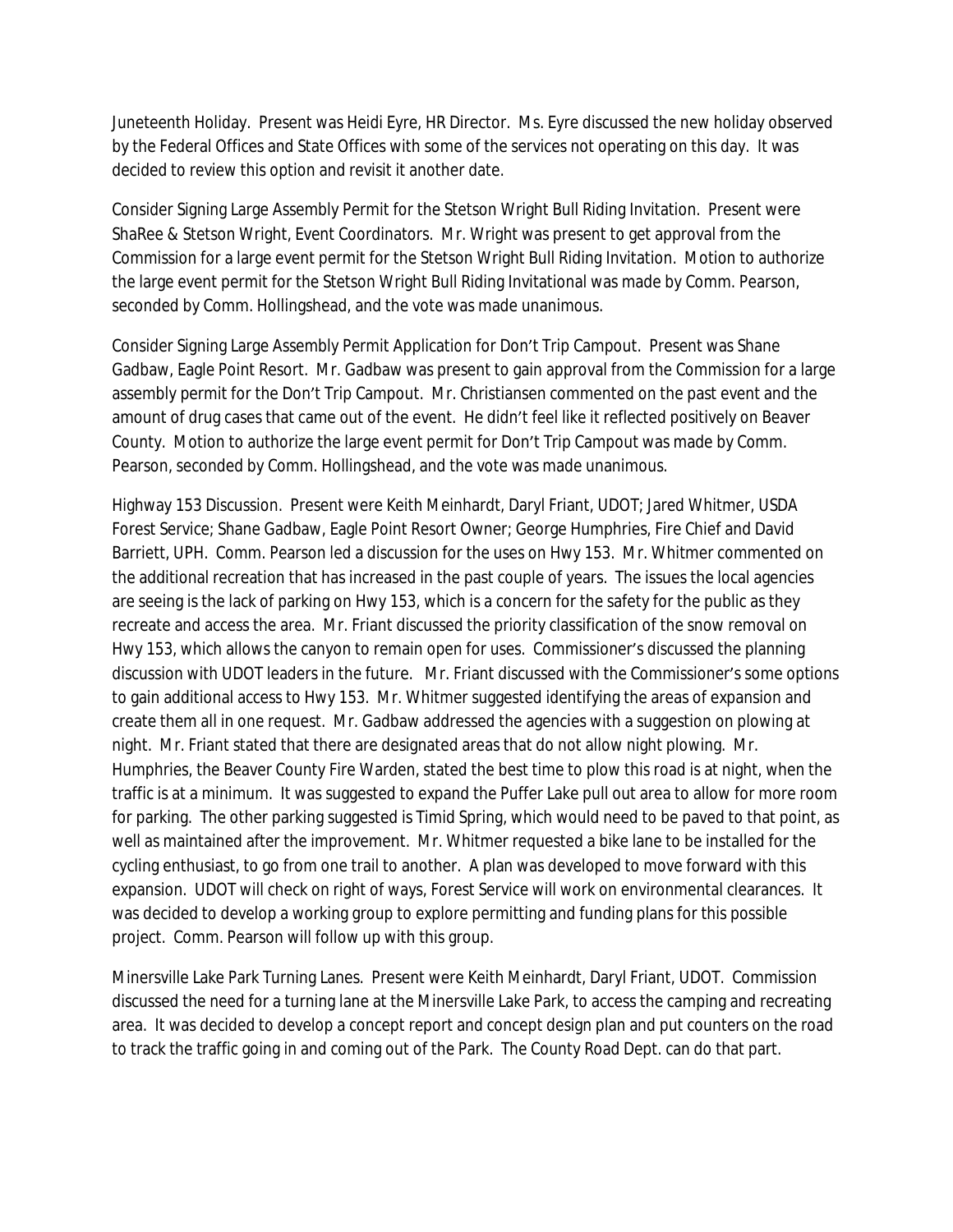Juneteenth Holiday. Present was Heidi Eyre, HR Director. Ms. Eyre discussed the new holiday observed by the Federal Offices and State Offices with some of the services not operating on this day. It was decided to review this option and revisit it another date.

Consider Signing Large Assembly Permit for the Stetson Wright Bull Riding Invitation. Present were ShaRee & Stetson Wright, Event Coordinators. Mr. Wright was present to get approval from the Commission for a large event permit for the Stetson Wright Bull Riding Invitation. Motion to authorize the large event permit for the Stetson Wright Bull Riding Invitational was made by Comm. Pearson, seconded by Comm. Hollingshead, and the vote was made unanimous.

Consider Signing Large Assembly Permit Application for Don't Trip Campout. Present was Shane Gadbaw, Eagle Point Resort. Mr. Gadbaw was present to gain approval from the Commission for a large assembly permit for the Don't Trip Campout. Mr. Christiansen commented on the past event and the amount of drug cases that came out of the event. He didn't feel like it reflected positively on Beaver County. Motion to authorize the large event permit for Don't Trip Campout was made by Comm. Pearson, seconded by Comm. Hollingshead, and the vote was made unanimous.

Highway 153 Discussion. Present were Keith Meinhardt, Daryl Friant, UDOT; Jared Whitmer, USDA Forest Service; Shane Gadbaw, Eagle Point Resort Owner; George Humphries, Fire Chief and David Barriett, UPH. Comm. Pearson led a discussion for the uses on Hwy 153. Mr. Whitmer commented on the additional recreation that has increased in the past couple of years. The issues the local agencies are seeing is the lack of parking on Hwy 153, which is a concern for the safety for the public as they recreate and access the area. Mr. Friant discussed the priority classification of the snow removal on Hwy 153, which allows the canyon to remain open for uses. Commissioner's discussed the planning discussion with UDOT leaders in the future. Mr. Friant discussed with the Commissioner's some options to gain additional access to Hwy 153. Mr. Whitmer suggested identifying the areas of expansion and create them all in one request. Mr. Gadbaw addressed the agencies with a suggestion on plowing at night. Mr. Friant stated that there are designated areas that do not allow night plowing. Mr. Humphries, the Beaver County Fire Warden, stated the best time to plow this road is at night, when the traffic is at a minimum. It was suggested to expand the Puffer Lake pull out area to allow for more room for parking. The other parking suggested is Timid Spring, which would need to be paved to that point, as well as maintained after the improvement. Mr. Whitmer requested a bike lane to be installed for the cycling enthusiast, to go from one trail to another. A plan was developed to move forward with this expansion. UDOT will check on right of ways, Forest Service will work on environmental clearances. It was decided to develop a working group to explore permitting and funding plans for this possible project. Comm. Pearson will follow up with this group.

Minersville Lake Park Turning Lanes. Present were Keith Meinhardt, Daryl Friant, UDOT. Commission discussed the need for a turning lane at the Minersville Lake Park, to access the camping and recreating area. It was decided to develop a concept report and concept design plan and put counters on the road to track the traffic going in and coming out of the Park. The County Road Dept. can do that part.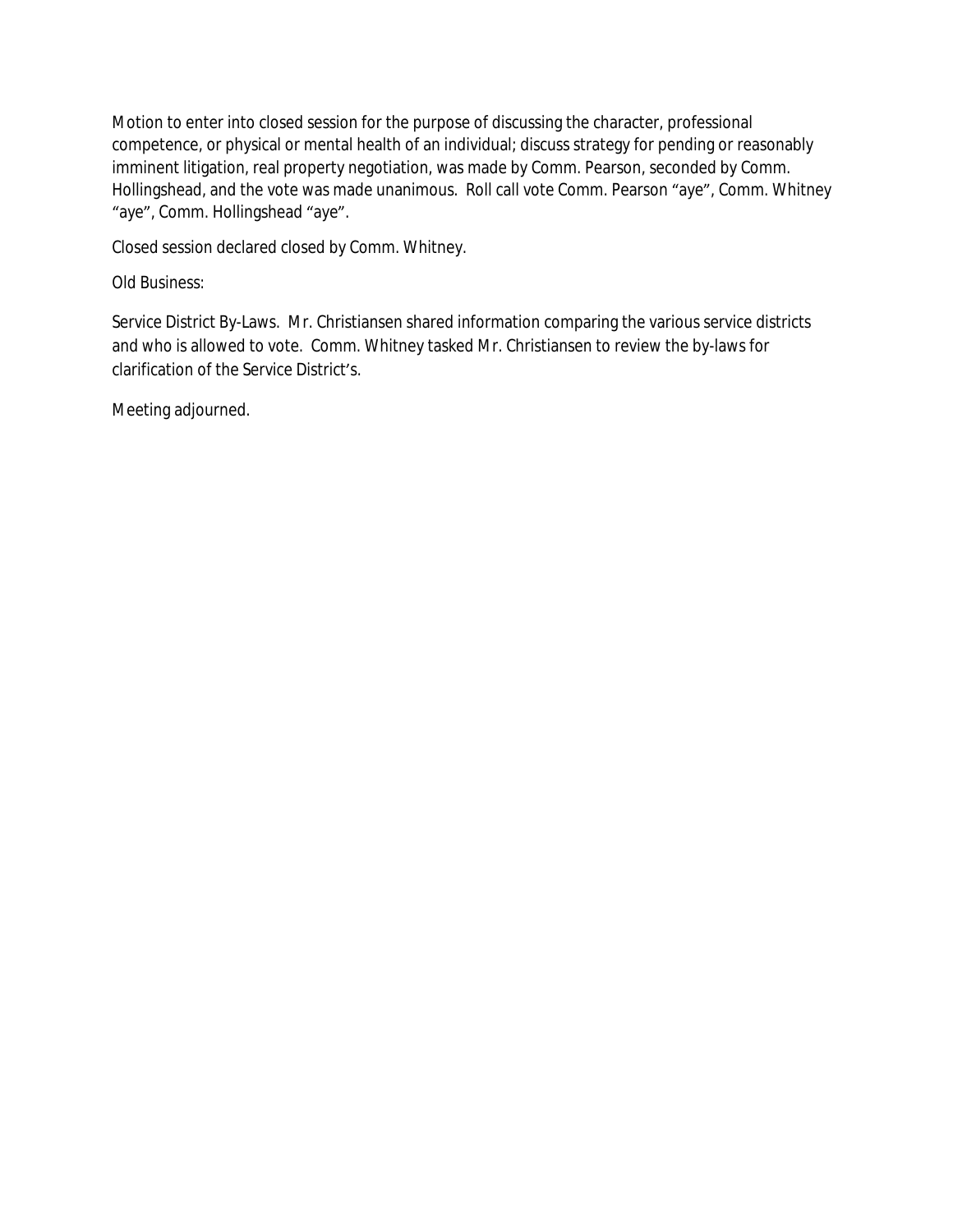Motion to enter into closed session for the purpose of discussing the character, professional competence, or physical or mental health of an individual; discuss strategy for pending or reasonably imminent litigation, real property negotiation, was made by Comm. Pearson, seconded by Comm. Hollingshead, and the vote was made unanimous. Roll call vote Comm. Pearson "aye", Comm. Whitney "aye", Comm. Hollingshead "aye".

Closed session declared closed by Comm. Whitney.

Old Business:

Service District By-Laws. Mr. Christiansen shared information comparing the various service districts and who is allowed to vote. Comm. Whitney tasked Mr. Christiansen to review the by-laws for clarification of the Service District's.

Meeting adjourned.